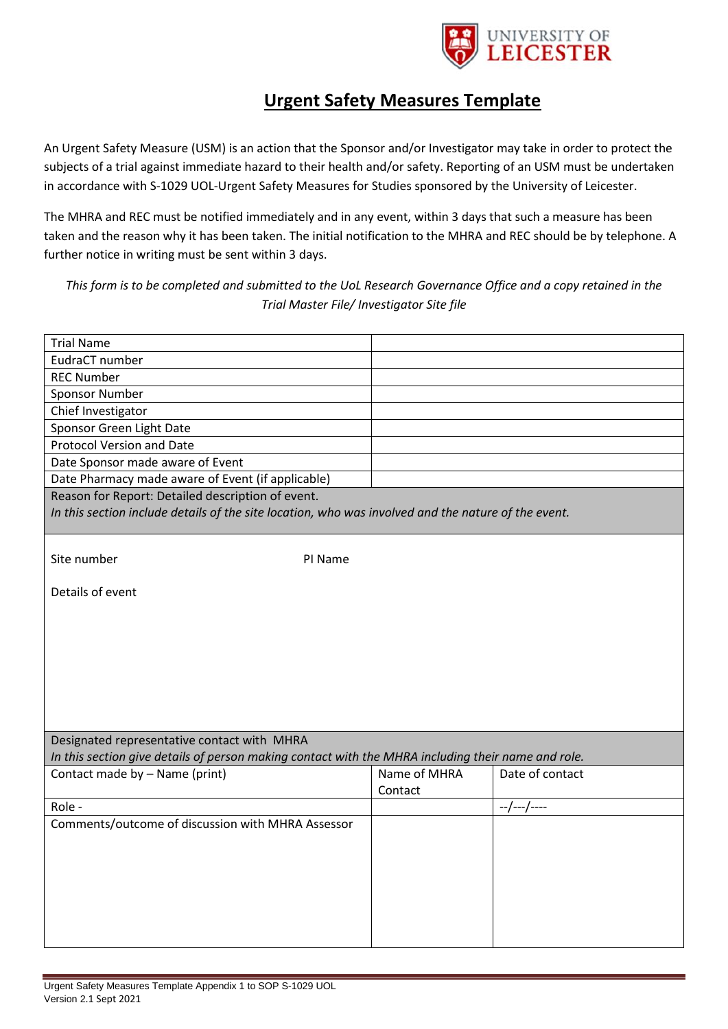# Urgent Safety Measures Template

An Urgent Safety Measure (USM) is an action that the Sponsor and/or Investigator may take in order to protect the subjects of a trial against immediate hazard to their health and/or safety. Reporting of an USM must be undertaken in accordance with S-1029 UOL-Urgent Safety Measures for Studies sponsored by the University of Leicester.

The MHRA and REC must be notified immediately and in any event, within 3 days that such a measure has been taken and the reason why it has been taken. The initial notification to the MHRA and REC should be by telephone. A further notice in writing must be sent within 3 days.

*This form is to be completed and submitted to the UoL Research Governance Office and a copy retained in the Trial Master File/ Investigator Site file*

| Trial Name | |
|---|---|
| EudraCT number | |
| REC Number | |
| Sponsor Number | |
| Chief Investigator | |
| Sponsor Green Light Date | |
| Protocol Version and Date | |
| Date Sponsor made aware of Event | |
| Date Pharmacy made aware of Event (if applicable) | |

| Reason for Report: Detailed description of event. *In this section include details of the site location, who was involved and the nature of the event.* |
|---|
| Site number PI Name<br><br>Details of event |

| Designated representative contact with MHRA *In this section give details of person making contact with the MHRA including their name and role.* | | |
|---|---|---|
| Contact made by – Name (print) | Name of MHRA Contact | Date of contact |
| Role - | | --/---/---- |
| Comments/outcome of discussion with MHRA Assessor | | |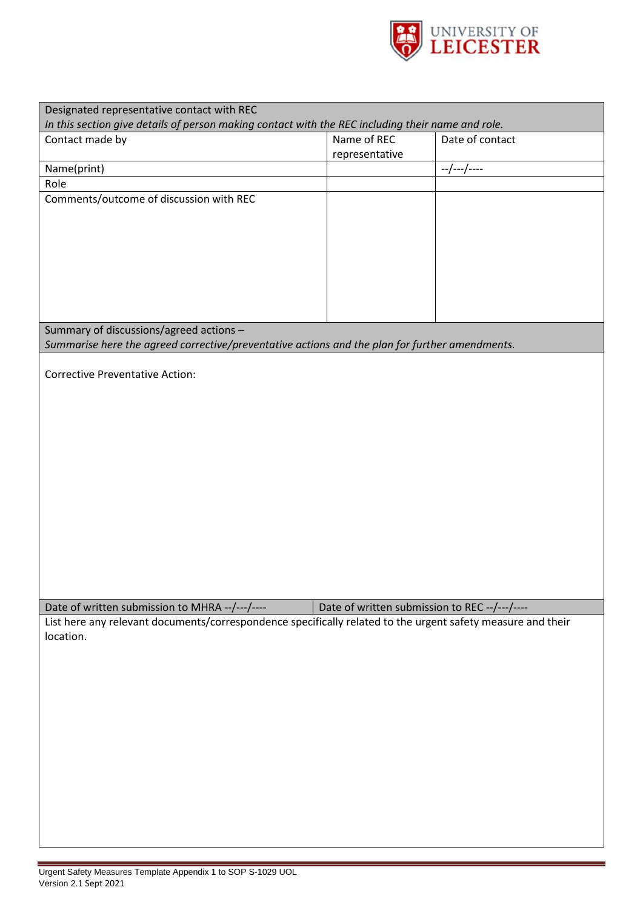| Designated representative contact with REC<br>*In this section give details of person making contact with the REC including their name and role.* | | |
|---|---|---|
| Contact made by | Name of REC representative | Date of contact |
| Name(print) | | --/---/---- |
| Role | | |
| Comments/outcome of discussion with REC | | |

| Summary of discussions/agreed actions –<br>*Summarise here the agreed corrective/preventative actions and the plan for further amendments.* |
|---|
| Corrective Preventative Action: |

| Date of written submission to MHRA --/---/---- | Date of written submission to REC --/---/---- |
|---|---|
| List here any relevant documents/correspondence specifically related to the urgent safety measure and their location. | |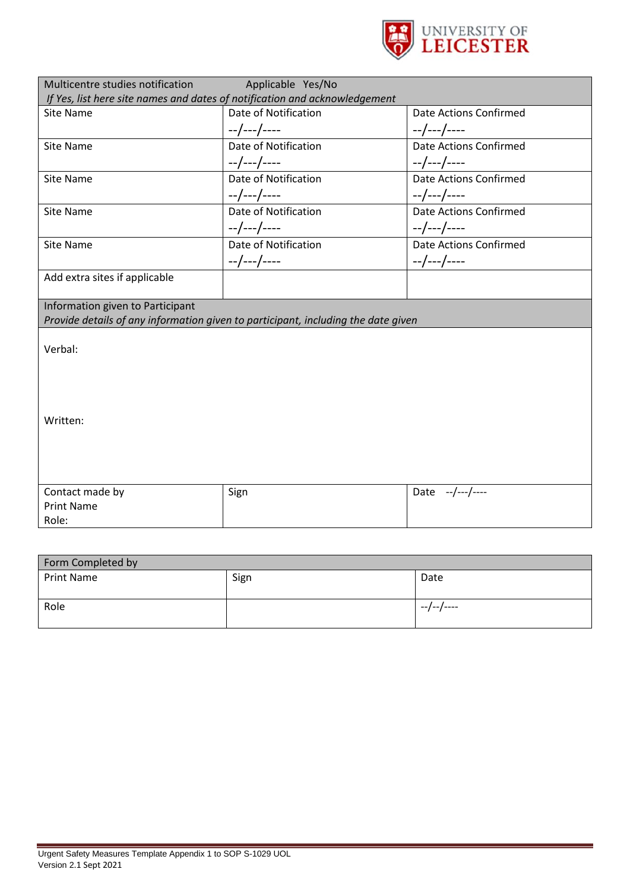| Multicentre studies notification Applicable Yes/No<br>*If Yes, list here site names and dates of notification and acknowledgement* | | |
|---|---|---|
| Site Name | Date of Notification<br>--/---/---- | Date Actions Confirmed<br>--/---/---- |
| Site Name | Date of Notification<br>--/---/---- | Date Actions Confirmed<br>--/---/---- |
| Site Name | Date of Notification<br>--/---/---- | Date Actions Confirmed<br>--/---/---- |
| Site Name | Date of Notification<br>--/---/---- | Date Actions Confirmed<br>--/---/---- |
| Site Name | Date of Notification<br>--/---/---- | Date Actions Confirmed<br>--/---/---- |
| Add extra sites if applicable | | |
| Information given to Participant<br>*Provide details of any information given to participant, including the date given* | | |
| Verbal:<br><br>Written: | | |
| Contact made by<br>Print Name<br>Role: | Sign | Date --/---/---- |

| Form Completed by | | |
|---|---|---|
| Print Name | Sign | Date |
| Role | | --/--/---- |